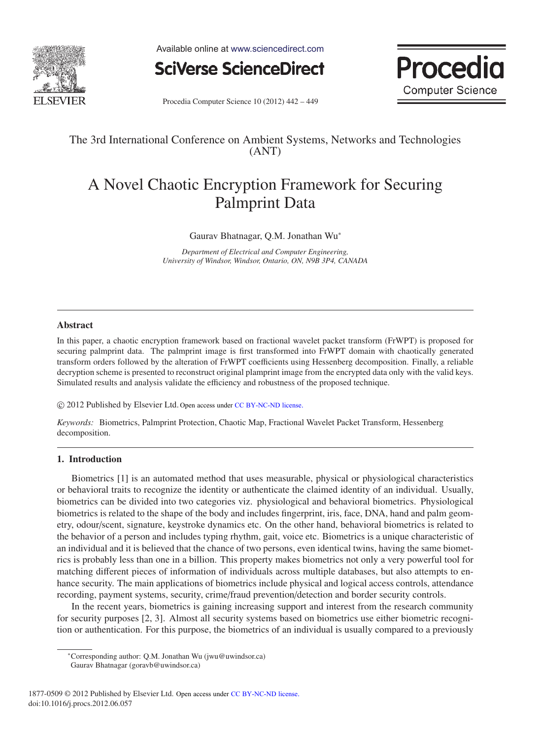The 3rd International Conference on Ambient Systems, Networks and Technologies (ANT)

# A Novel Chaotic Encryption Framework for Securing Palmprint Data

Gaurav Bhatnagar, Q.M. Jonathan Wu*

*Department of Electrical and Computer Engineering, University of Windsor, Windsor, Ontario, ON, N9B 3P4, CANADA*

## Abstract

In this paper, a chaotic encryption framework based on fractional wavelet packet transform (FrWPT) is proposed for securing palmprint data. The palmprint image is first transformed into FrWPT domain with chaotically generated transform orders followed by the alteration of FrWPT coefficients using Hessenberg decomposition. Finally, a reliable decryption scheme is presented to reconstruct original plamprint image from the encrypted data only with the valid keys. Simulated results and analysis validate the efficiency and robustness of the proposed technique.

© 2012 Published by Elsevier Ltd. Open access under CC BY-NC-ND license.

*Keywords:* Biometrics, Palmprint Protection, Chaotic Map, Fractional Wavelet Packet Transform, Hessenberg decomposition.

## 1. Introduction

Biometrics [1] is an automated method that uses measurable, physical or physiological characteristics or behavioral traits to recognize the identity or authenticate the claimed identity of an individual. Usually, biometrics can be divided into two categories viz. physiological and behavioral biometrics. Physiological biometrics is related to the shape of the body and includes fingerprint, iris, face, DNA, hand and palm geometry, odour/scent, signature, keystroke dynamics etc. On the other hand, behavioral biometrics is related to the behavior of a person and includes typing rhythm, gait, voice etc. Biometrics is a unique characteristic of an individual and it is believed that the chance of two persons, even identical twins, having the same biometrics is probably less than one in a billion. This property makes biometrics not only a very powerful tool for matching different pieces of information of individuals across multiple databases, but also attempts to enhance security. The main applications of biometrics include physical and logical access controls, attendance recording, payment systems, security, crime/fraud prevention/detection and border security controls.

In the recent years, biometrics is gaining increasing support and interest from the research community for security purposes [2, 3]. Almost all security systems based on biometrics use either biometric recognition or authentication. For this purpose, the biometrics of an individual is usually compared to a previously

*Corresponding author: Q.M. Jonathan Wu (jwu@uwindsor.ca)
Gaurav Bhatnagar (goravb@uwindsor.ca)

1877-0509 © 2012 Published by Elsevier Ltd. Open access under CC BY-NC-ND license.
doi:10.1016/j.procs.2012.06.057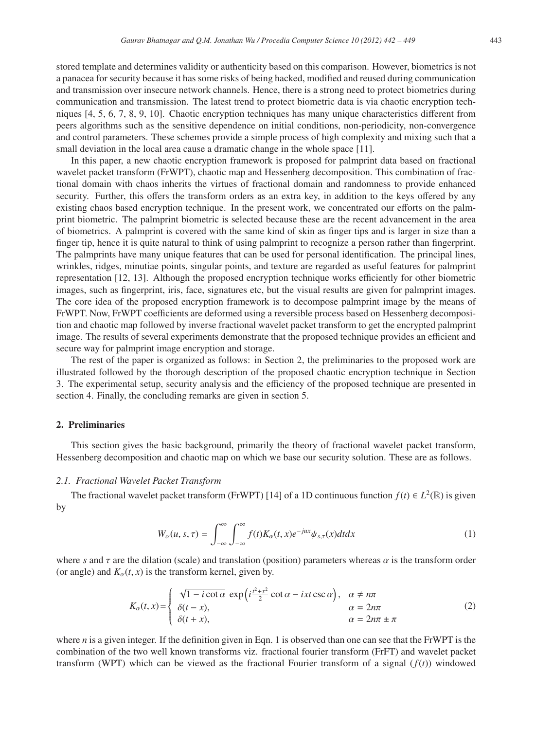stored template and determines validity or authenticity based on this comparison. However, biometrics is not a panacea for security because it has some risks of being hacked, modified and reused during communication and transmission over insecure network channels. Hence, there is a strong need to protect biometrics during communication and transmission. The latest trend to protect biometric data is via chaotic encryption techniques [4, 5, 6, 7, 8, 9, 10]. Chaotic encryption techniques has many unique characteristics different from peers algorithms such as the sensitive dependence on initial conditions, non-periodicity, non-convergence and control parameters. These schemes provide a simple process of high complexity and mixing such that a small deviation in the local area cause a dramatic change in the whole space [11].

In this paper, a new chaotic encryption framework is proposed for palmprint data based on fractional wavelet packet transform (FrWPT), chaotic map and Hessenberg decomposition. This combination of fractional domain with chaos inherits the virtues of fractional domain and randomness to provide enhanced security. Further, this offers the transform orders as an extra key, in addition to the keys offered by any existing chaos based encryption technique. In the present work, we concentrated our efforts on the palmprint biometric. The palmprint biometric is selected because these are the recent advancement in the area of biometrics. A palmprint is covered with the same kind of skin as finger tips and is larger in size than a finger tip, hence it is quite natural to think of using palmprint to recognize a person rather than fingerprint. The palmprints have many unique features that can be used for personal identification. The principal lines, wrinkles, ridges, minutiae points, singular points, and texture are regarded as useful features for palmprint representation [12, 13]. Although the proposed encryption technique works efficiently for other biometric images, such as fingerprint, iris, face, signatures etc, but the visual results are given for palmprint images. The core idea of the proposed encryption framework is to decompose palmprint image by the means of FrWPT. Now, FrWPT coefficients are deformed using a reversible process based on Hessenberg decomposition and chaotic map followed by inverse fractional wavelet packet transform to get the encrypted palmprint image. The results of several experiments demonstrate that the proposed technique provides an efficient and secure way for palmprint image encryption and storage.

The rest of the paper is organized as follows: in Section 2, the preliminaries to the proposed work are illustrated followed by the thorough description of the proposed chaotic encryption technique in Section 3. The experimental setup, security analysis and the efficiency of the proposed technique are presented in section 4. Finally, the concluding remarks are given in section 5.

## 2. Preliminaries

This section gives the basic background, primarily the theory of fractional wavelet packet transform, Hessenberg decomposition and chaotic map on which we base our security solution. These are as follows.

### 2.1. Fractional Wavelet Packet Transform

The fractional wavelet packet transform (FrWPT) [14] of a 1D continuous function $f(t) \in L^2(\mathbb{R})$ is given by

$$W_\alpha(u, s, \tau) = \int_{-\infty}^{\infty}\int_{-\infty}^{\infty} f(t)K_\alpha(t, x)e^{-jux}\psi_{s,\tau}(x)dtdx \tag{1}$$

where $s$ and $\tau$ are the dilation (scale) and translation (position) parameters whereas $\alpha$ is the transform order (or angle) and $K_\alpha(t, x)$ is the transform kernel, given by.

$$K_\alpha(t, x) = \begin{cases} \sqrt{1 - i\cot\alpha}\ \exp\left(i\frac{t^2+x^2}{2}\cot\alpha - ixt\csc\alpha\right), & \alpha \neq n\pi \\ \delta(t - x), & \alpha = 2n\pi \\ \delta(t + x), & \alpha = 2n\pi \pm \pi \end{cases} \tag{2}$$

where $n$ is a given integer. If the definition given in Eqn. 1 is observed than one can see that the FrWPT is the combination of the two well known transforms viz. fractional fourier transform (FrFT) and wavelet packet transform (WPT) which can be viewed as the fractional Fourier transform of a signal ($f(t)$) windowed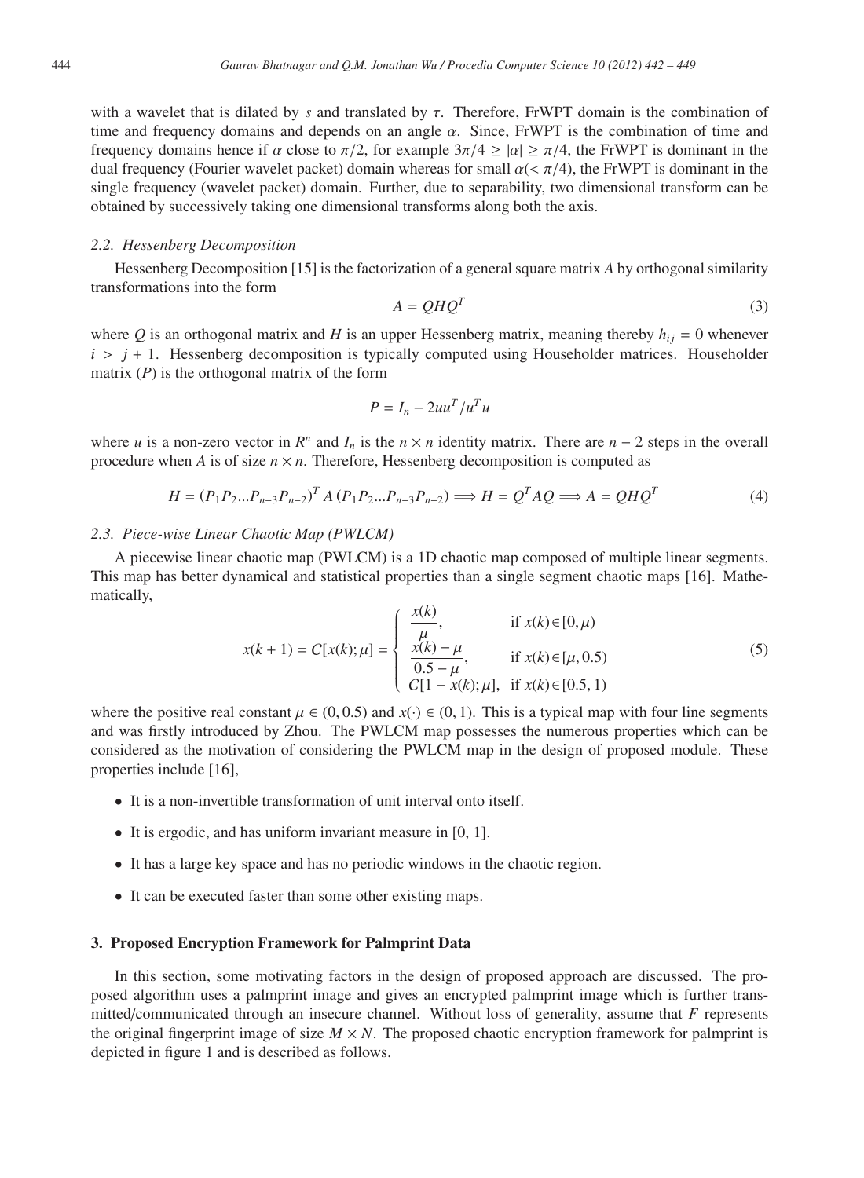with a wavelet that is dilated by $s$ and translated by $\tau$. Therefore, FrWPT domain is the combination of time and frequency domains and depends on an angle $\alpha$. Since, FrWPT is the combination of time and frequency domains hence if $\alpha$ close to $\pi/2$, for example $3\pi/4 \geq |\alpha| \geq \pi/4$, the FrWPT is dominant in the dual frequency (Fourier wavelet packet) domain whereas for small $\alpha(< \pi/4)$, the FrWPT is dominant in the single frequency (wavelet packet) domain. Further, due to separability, two dimensional transform can be obtained by successively taking one dimensional transforms along both the axis.

### *2.2. Hessenberg Decomposition*

Hessenberg Decomposition [15] is the factorization of a general square matrix $A$ by orthogonal similarity transformations into the form

$$A = QHQ^T \tag{3}$$

where $Q$ is an orthogonal matrix and $H$ is an upper Hessenberg matrix, meaning thereby $h_{ij} = 0$ whenever $i > j + 1$. Hessenberg decomposition is typically computed using Householder matrices. Householder matrix ($P$) is the orthogonal matrix of the form

$$P = I_n - 2uu^T/u^T u$$

where $u$ is a non-zero vector in $R^n$ and $I_n$ is the $n \times n$ identity matrix. There are $n - 2$ steps in the overall procedure when $A$ is of size $n \times n$. Therefore, Hessenberg decomposition is computed as

$$H = (P_1 P_2 \ldots P_{n-3} P_{n-2})^T A (P_1 P_2 \ldots P_{n-3} P_{n-2}) \Longrightarrow H = Q^T A Q \Longrightarrow A = QHQ^T \tag{4}$$

### *2.3. Piece-wise Linear Chaotic Map (PWLCM)*

A piecewise linear chaotic map (PWLCM) is a 1D chaotic map composed of multiple linear segments. This map has better dynamical and statistical properties than a single segment chaotic maps [16]. Mathematically,

$$x(k+1) = C[x(k);\mu] = \begin{cases} \dfrac{x(k)}{\mu}, & \text{if } x(k) \in [0, \mu) \\ \dfrac{x(k) - \mu}{0.5 - \mu}, & \text{if } x(k) \in [\mu, 0.5) \\ C[1 - x(k);\mu], & \text{if } x(k) \in [0.5, 1) \end{cases} \tag{5}$$

where the positive real constant $\mu \in (0, 0.5)$ and $x(\cdot) \in (0, 1)$. This is a typical map with four line segments and was firstly introduced by Zhou. The PWLCM map possesses the numerous properties which can be considered as the motivation of considering the PWLCM map in the design of proposed module. These properties include [16],

- It is a non-invertible transformation of unit interval onto itself.
- It is ergodic, and has uniform invariant measure in [0, 1].
- It has a large key space and has no periodic windows in the chaotic region.
- It can be executed faster than some other existing maps.

## 3. Proposed Encryption Framework for Palmprint Data

In this section, some motivating factors in the design of proposed approach are discussed. The proposed algorithm uses a palmprint image and gives an encrypted palmprint image which is further transmitted/communicated through an insecure channel. Without loss of generality, assume that $F$ represents the original fingerprint image of size $M \times N$. The proposed chaotic encryption framework for palmprint is depicted in figure 1 and is described as follows.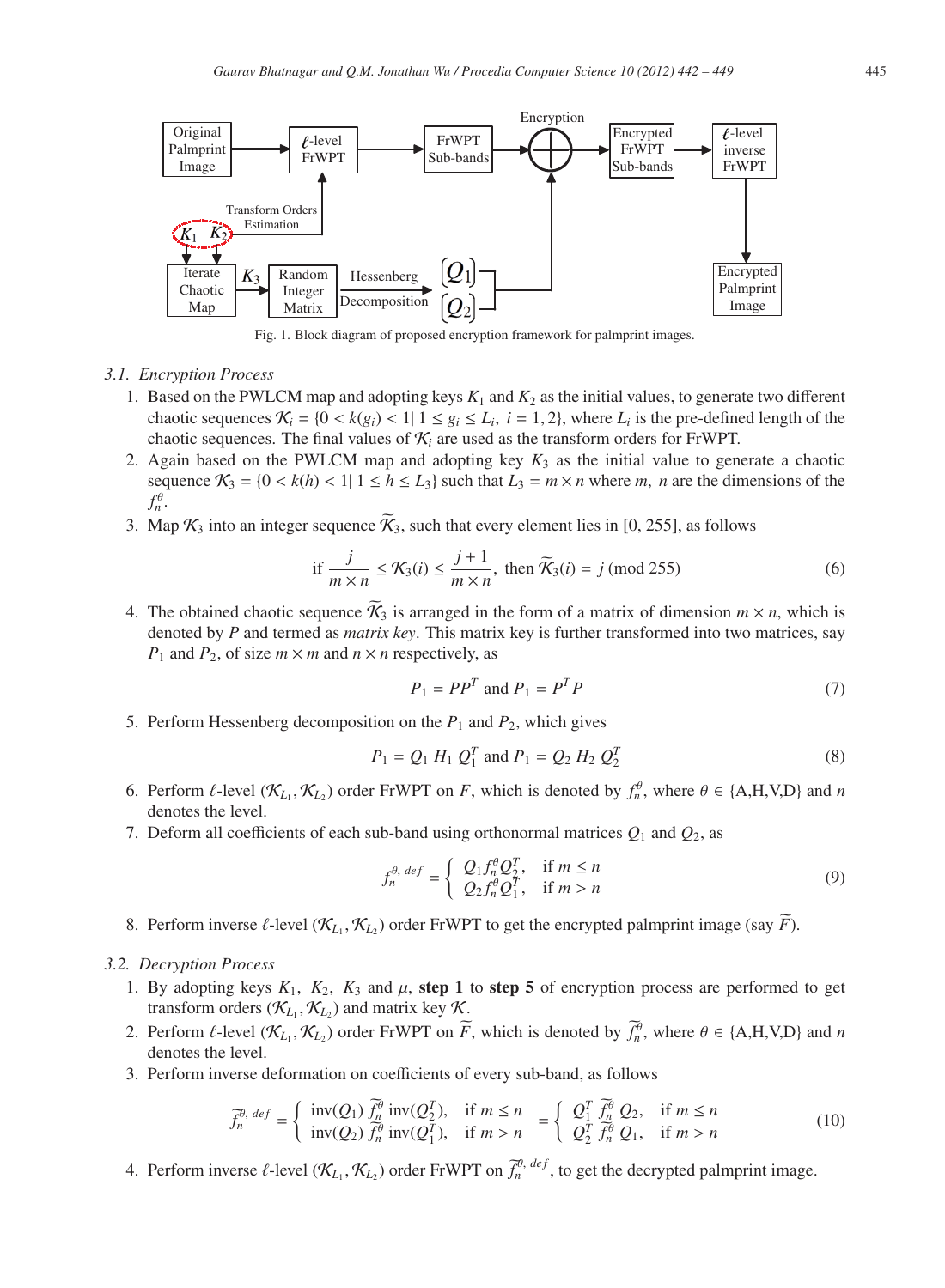Fig. 1. Block diagram of proposed encryption framework for palmprint images.

### 3.1. Encryption Process

1. Based on the PWLCM map and adopting keys $K_1$ and $K_2$ as the initial values, to generate two different chaotic sequences $\mathcal{K}_i = \{0 < k(g_i) < 1 | 1 \leq g_i \leq L_i, \ i = 1, 2\}$, where $L_i$ is the pre-defined length of the chaotic sequences. The final values of $\mathcal{K}_i$ are used as the transform orders for FrWPT.
2. Again based on the PWLCM map and adopting key $K_3$ as the initial value to generate a chaotic sequence $\mathcal{K}_3 = \{0 < k(h) < 1 | 1 \leq h \leq L_3\}$ such that $L_3 = m \times n$ where $m, \ n$ are the dimensions of the $f_n^\theta$.
3. Map $\mathcal{K}_3$ into an integer sequence $\widetilde{\mathcal{K}}_3$, such that every element lies in [0, 255], as follows

$$\text{if } \frac{j}{m \times n} \leq \mathcal{K}_3(i) \leq \frac{j+1}{m \times n}, \text{ then } \widetilde{\mathcal{K}}_3(i) = j \ (\text{mod } 255) \tag{6}$$

4. The obtained chaotic sequence $\widetilde{\mathcal{K}}_3$ is arranged in the form of a matrix of dimension $m \times n$, which is denoted by $P$ and termed as *matrix key*. This matrix key is further transformed into two matrices, say $P_1$ and $P_2$, of size $m \times m$ and $n \times n$ respectively, as

$$P_1 = PP^T \text{ and } P_1 = P^T P \tag{7}$$

5. Perform Hessenberg decomposition on the $P_1$ and $P_2$, which gives

$$P_1 = Q_1 \ H_1 \ Q_1^T \text{ and } P_1 = Q_2 \ H_2 \ Q_2^T \tag{8}$$

6. Perform $\ell$-level $(\mathcal{K}_{L_1}, \mathcal{K}_{L_2})$ order FrWPT on $F$, which is denoted by $f_n^\theta$, where $\theta \in \{\text{A,H,V,D}\}$ and $n$ denotes the level.
7. Deform all coefficients of each sub-band using orthonormal matrices $Q_1$ and $Q_2$, as

$$f_n^{\theta, \, def} = \begin{cases} Q_1 f_n^\theta Q_2^T, & \text{if } m \leq n \\ Q_2 f_n^\theta Q_1^T, & \text{if } m > n \end{cases} \tag{9}$$

8. Perform inverse $\ell$-level $(\mathcal{K}_{L_1}, \mathcal{K}_{L_2})$ order FrWPT to get the encrypted palmprint image (say $\widetilde{F}$).

### 3.2. Decryption Process

1. By adopting keys $K_1$, $K_2$, $K_3$ and $\mu$, **step 1** to **step 5** of encryption process are performed to get transform orders $(\mathcal{K}_{L_1}, \mathcal{K}_{L_2})$ and matrix key $\mathcal{K}$.
2. Perform $\ell$-level $(\mathcal{K}_{L_1}, \mathcal{K}_{L_2})$ order FrWPT on $\widetilde{F}$, which is denoted by $\widetilde{f}_n^\theta$, where $\theta \in \{\text{A,H,V,D}\}$ and $n$ denotes the level.
3. Perform inverse deformation on coefficients of every sub-band, as follows

$$\widetilde{f}_n^{\theta, \, def} = \begin{cases} \text{inv}(Q_1) \ \widetilde{f}_n^\theta \ \text{inv}(Q_2^T), & \text{if } m \leq n \\ \text{inv}(Q_2) \ \widetilde{f}_n^\theta \ \text{inv}(Q_1^T), & \text{if } m > n \end{cases} = \begin{cases} Q_1^T \ \widetilde{f}_n^\theta \ Q_2, & \text{if } m \leq n \\ Q_2^T \ \widetilde{f}_n^\theta \ Q_1, & \text{if } m > n \end{cases} \tag{10}$$

4. Perform inverse $\ell$-level $(\mathcal{K}_{L_1}, \mathcal{K}_{L_2})$ order FrWPT on $\widetilde{f}_n^{\theta, \, def}$, to get the decrypted palmprint image.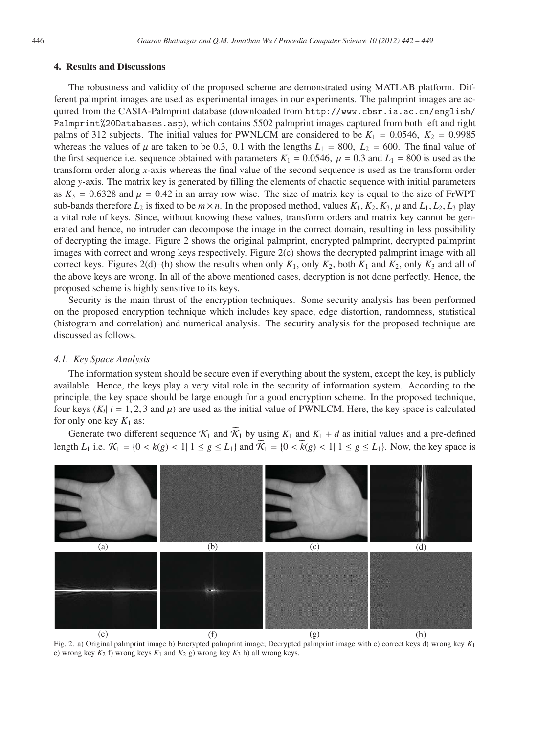## 4. Results and Discussions

The robustness and validity of the proposed scheme are demonstrated using MATLAB platform. Different palmprint images are used as experimental images in our experiments. The palmprint images are acquired from the CASIA-Palmprint database (downloaded from `http://www.cbsr.ia.ac.cn/english/Palmprint%20Databases.asp`), which contains 5502 palmprint images captured from both left and right palms of 312 subjects. The initial values for PWNLCM are considered to be $K_1 = 0.0546$, $K_2 = 0.9985$ whereas the values of $\mu$ are taken to be 0.3, 0.1 with the lengths $L_1 = 800$, $L_2 = 600$. The final value of the first sequence i.e. sequence obtained with parameters $K_1 = 0.0546$, $\mu = 0.3$ and $L_1 = 800$ is used as the transform order along *x*-axis whereas the final value of the second sequence is used as the transform order along *y*-axis. The matrix key is generated by filling the elements of chaotic sequence with initial parameters as $K_3 = 0.6328$ and $\mu = 0.42$ in an array row wise. The size of matrix key is equal to the size of FrWPT sub-bands therefore $L_2$ is fixed to be $m \times n$. In the proposed method, values $K_1, K_2, K_3, \mu$ and $L_1, L_2, L_3$ play a vital role of keys. Since, without knowing these values, transform orders and matrix key cannot be generated and hence, no intruder can decompose the image in the correct domain, resulting in less possibility of decrypting the image. Figure 2 shows the original palmprint, encrypted palmprint, decrypted palmprint images with correct and wrong keys respectively. Figure 2(c) shows the decrypted palmprint image with all correct keys. Figures 2(d)–(h) show the results when only $K_1$, only $K_2$, both $K_1$ and $K_2$, only $K_3$ and all of the above keys are wrong. In all of the above mentioned cases, decryption is not done perfectly. Hence, the proposed scheme is highly sensitive to its keys.

Security is the main thrust of the encryption techniques. Some security analysis has been performed on the proposed encryption technique which includes key space, edge distortion, randomness, statistical (histogram and correlation) and numerical analysis. The security analysis for the proposed technique are discussed as follows.

### 4.1. Key Space Analysis

The information system should be secure even if everything about the system, except the key, is publicly available. Hence, the keys play a very vital role in the security of information system. According to the principle, the key space should be large enough for a good encryption scheme. In the proposed technique, four keys ($K_i | i = 1, 2, 3$ and $\mu$) are used as the initial value of PWNLCM. Here, the key space is calculated for only one key $K_1$ as:

Generate two different sequence $\mathcal{K}_1$ and $\widetilde{\mathcal{K}}_1$ by using $K_1$ and $K_1 + d$ as initial values and a pre-defined length $L_1$ i.e. $\mathcal{K}_1 = \{0 < k(g) < 1 | \, 1 \leq g \leq L_1\}$ and $\widetilde{\mathcal{K}}_1 = \{0 < \widetilde{k}(g) < 1 | \, 1 \leq g \leq L_1\}$. Now, the key space is

(a) (b) (c) (d)

(e) (f) (g) (h)

Fig. 2. a) Original palmprint image b) Encrypted palmprint image; Decrypted palmprint image with c) correct keys d) wrong key $K_1$ e) wrong key $K_2$ f) wrong keys $K_1$ and $K_2$ g) wrong key $K_3$ h) all wrong keys.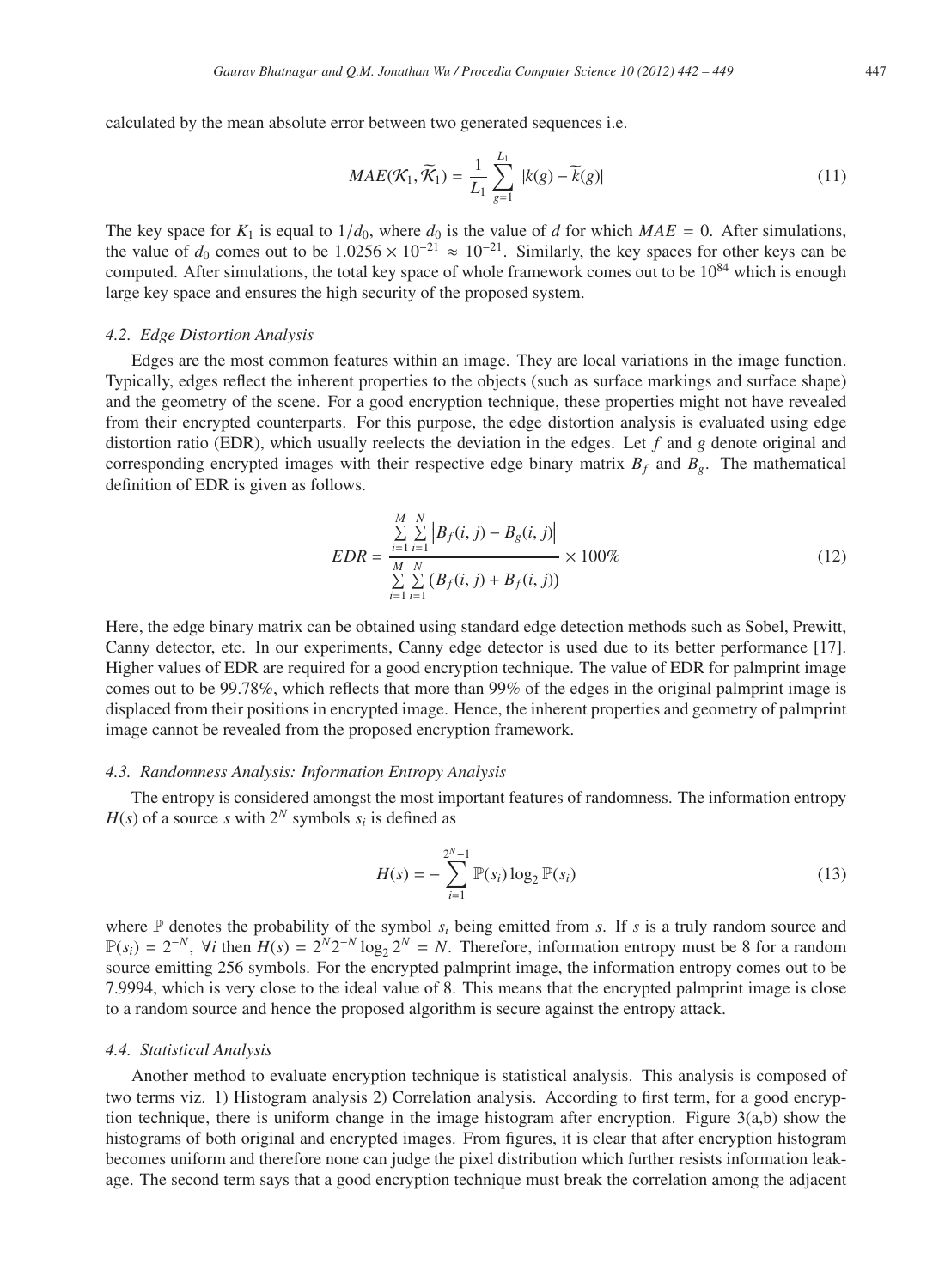calculated by the mean absolute error between two generated sequences i.e.

$$MAE(\mathcal{K}_1, \widetilde{\mathcal{K}}_1) = \frac{1}{L_1} \sum_{g=1}^{L_1} |k(g) - \widetilde{k}(g)| \tag{11}$$

The key space for $K_1$ is equal to $1/d_0$, where $d_0$ is the value of $d$ for which $MAE = 0$. After simulations, the value of $d_0$ comes out to be $1.0256 \times 10^{-21} \approx 10^{-21}$. Similarly, the key spaces for other keys can be computed. After simulations, the total key space of whole framework comes out to be $10^{84}$ which is enough large key space and ensures the high security of the proposed system.

### 4.2. Edge Distortion Analysis

Edges are the most common features within an image. They are local variations in the image function. Typically, edges reflect the inherent properties to the objects (such as surface markings and surface shape) and the geometry of the scene. For a good encryption technique, these properties might not have revealed from their encrypted counterparts. For this purpose, the edge distortion analysis is evaluated using edge distortion ratio (EDR), which usually reelects the deviation in the edges. Let $f$ and $g$ denote original and corresponding encrypted images with their respective edge binary matrix $B_f$ and $B_g$. The mathematical definition of EDR is given as follows.

$$EDR = \frac{\sum_{i=1}^{M} \sum_{i=1}^{N} \left| B_f(i,j) - B_g(i,j) \right|}{\sum_{i=1}^{M} \sum_{i=1}^{N} \left( B_f(i,j) + B_f(i,j) \right)} \times 100\% \tag{12}$$

Here, the edge binary matrix can be obtained using standard edge detection methods such as Sobel, Prewitt, Canny detector, etc. In our experiments, Canny edge detector is used due to its better performance [17]. Higher values of EDR are required for a good encryption technique. The value of EDR for palmprint image comes out to be 99.78%, which reflects that more than 99% of the edges in the original palmprint image is displaced from their positions in encrypted image. Hence, the inherent properties and geometry of palmprint image cannot be revealed from the proposed encryption framework.

### 4.3. Randomness Analysis: Information Entropy Analysis

The entropy is considered amongst the most important features of randomness. The information entropy $H(s)$ of a source $s$ with $2^N$ symbols $s_i$ is defined as

$$H(s) = -\sum_{i=1}^{2^N - 1} \mathbb{P}(s_i) \log_2 \mathbb{P}(s_i) \tag{13}$$

where $\mathbb{P}$ denotes the probability of the symbol $s_i$ being emitted from $s$. If $s$ is a truly random source and $\mathbb{P}(s_i) = 2^{-N}$, $\forall i$ then $H(s) = 2^N 2^{-N} \log_2 2^N = N$. Therefore, information entropy must be 8 for a random source emitting 256 symbols. For the encrypted palmprint image, the information entropy comes out to be 7.9994, which is very close to the ideal value of 8. This means that the encrypted palmprint image is close to a random source and hence the proposed algorithm is secure against the entropy attack.

### 4.4. Statistical Analysis

Another method to evaluate encryption technique is statistical analysis. This analysis is composed of two terms viz. 1) Histogram analysis 2) Correlation analysis. According to first term, for a good encryption technique, there is uniform change in the image histogram after encryption. Figure 3(a,b) show the histograms of both original and encrypted images. From figures, it is clear that after encryption histogram becomes uniform and therefore none can judge the pixel distribution which further resists information leakage. The second term says that a good encryption technique must break the correlation among the adjacent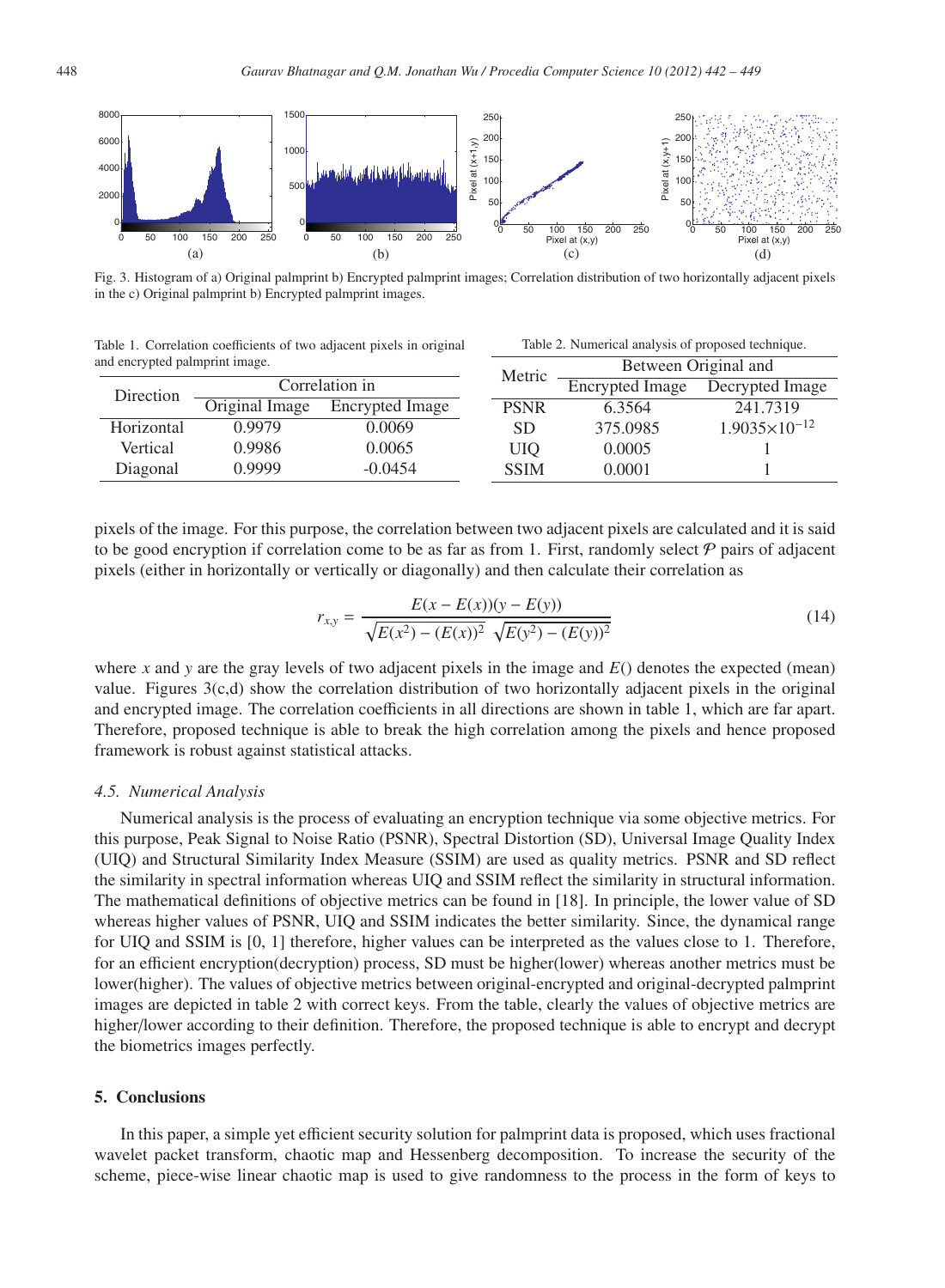Fig. 3. Histogram of a) Original palmprint b) Encrypted palmprint images; Correlation distribution of two horizontally adjacent pixels in the c) Original palmprint b) Encrypted palmprint images.

Table 1. Correlation coefficients of two adjacent pixels in original and encrypted palmprint image.

| Direction | Correlation in | |
|---|---|---|
| | Original Image | Encrypted Image |
| Horizontal | 0.9979 | 0.0069 |
| Vertical | 0.9986 | 0.0065 |
| Diagonal | 0.9999 | -0.0454 |

Table 2. Numerical analysis of proposed technique.

| Metric | Between Original and | |
|---|---|---|
| | Encrypted Image | Decrypted Image |
| PSNR | 6.3564 | 241.7319 |
| SD | 375.0985 | $1.9035\times10^{-12}$ |
| UIQ | 0.0005 | 1 |
| SSIM | 0.0001 | 1 |

pixels of the image. For this purpose, the correlation between two adjacent pixels are calculated and it is said to be good encryption if correlation come to be as far as from 1. First, randomly select $\mathcal{P}$ pairs of adjacent pixels (either in horizontally or vertically or diagonally) and then calculate their correlation as

$$r_{x,y} = \frac{E(x - E(x))(y - E(y))}{\sqrt{E(x^2) - (E(x))^2}\ \sqrt{E(y^2) - (E(y))^2}} \tag{14}$$

where $x$ and $y$ are the gray levels of two adjacent pixels in the image and $E()$ denotes the expected (mean) value. Figures 3(c,d) show the correlation distribution of two horizontally adjacent pixels in the original and encrypted image. The correlation coefficients in all directions are shown in table 1, which are far apart. Therefore, proposed technique is able to break the high correlation among the pixels and hence proposed framework is robust against statistical attacks.

### *4.5. Numerical Analysis*

Numerical analysis is the process of evaluating an encryption technique via some objective metrics. For this purpose, Peak Signal to Noise Ratio (PSNR), Spectral Distortion (SD), Universal Image Quality Index (UIQ) and Structural Similarity Index Measure (SSIM) are used as quality metrics. PSNR and SD reflect the similarity in spectral information whereas UIQ and SSIM reflect the similarity in structural information. The mathematical definitions of objective metrics can be found in [18]. In principle, the lower value of SD whereas higher values of PSNR, UIQ and SSIM indicates the better similarity. Since, the dynamical range for UIQ and SSIM is [0, 1] therefore, higher values can be interpreted as the values close to 1. Therefore, for an efficient encryption(decryption) process, SD must be higher(lower) whereas another metrics must be lower(higher). The values of objective metrics between original-encrypted and original-decrypted palmprint images are depicted in table 2 with correct keys. From the table, clearly the values of objective metrics are higher/lower according to their definition. Therefore, the proposed technique is able to encrypt and decrypt the biometrics images perfectly.

## 5. Conclusions

In this paper, a simple yet efficient security solution for palmprint data is proposed, which uses fractional wavelet packet transform, chaotic map and Hessenberg decomposition. To increase the security of the scheme, piece-wise linear chaotic map is used to give randomness to the process in the form of keys to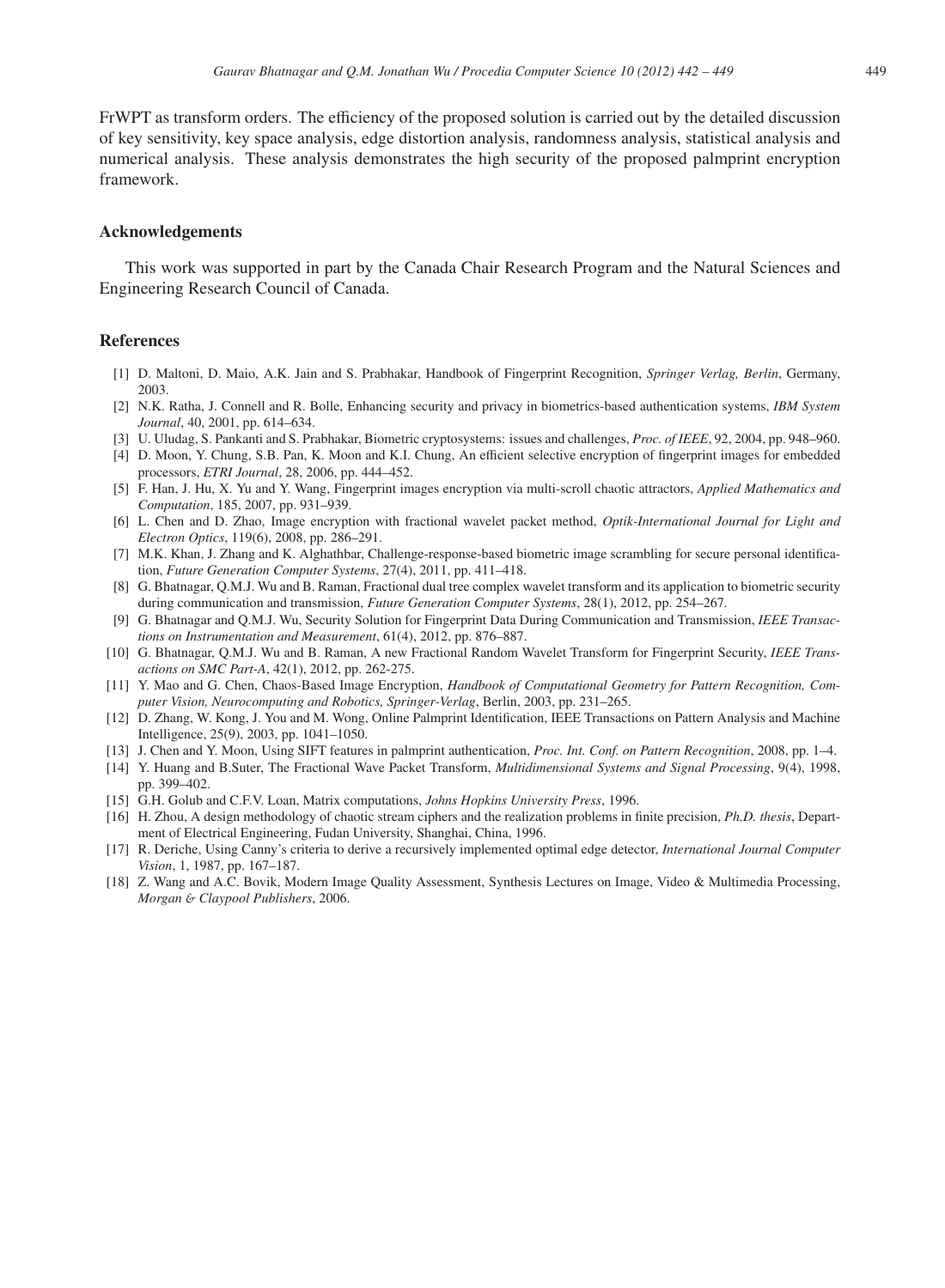FrWPT as transform orders. The efficiency of the proposed solution is carried out by the detailed discussion of key sensitivity, key space analysis, edge distortion analysis, randomness analysis, statistical analysis and numerical analysis. These analysis demonstrates the high security of the proposed palmprint encryption framework.

### Acknowledgements

This work was supported in part by the Canada Chair Research Program and the Natural Sciences and Engineering Research Council of Canada.

### References

[1] D. Maltoni, D. Maio, A.K. Jain and S. Prabhakar, Handbook of Fingerprint Recognition, *Springer Verlag, Berlin*, Germany, 2003.

[2] N.K. Ratha, J. Connell and R. Bolle, Enhancing security and privacy in biometrics-based authentication systems, *IBM System Journal*, 40, 2001, pp. 614–634.

[3] U. Uludag, S. Pankanti and S. Prabhakar, Biometric cryptosystems: issues and challenges, *Proc. of IEEE*, 92, 2004, pp. 948–960.

[4] D. Moon, Y. Chung, S.B. Pan, K. Moon and K.I. Chung, An efficient selective encryption of fingerprint images for embedded processors, *ETRI Journal*, 28, 2006, pp. 444–452.

[5] F. Han, J. Hu, X. Yu and Y. Wang, Fingerprint images encryption via multi-scroll chaotic attractors, *Applied Mathematics and Computation*, 185, 2007, pp. 931–939.

[6] L. Chen and D. Zhao, Image encryption with fractional wavelet packet method, *Optik-International Journal for Light and Electron Optics*, 119(6), 2008, pp. 286–291.

[7] M.K. Khan, J. Zhang and K. Alghathbar, Challenge-response-based biometric image scrambling for secure personal identification, *Future Generation Computer Systems*, 27(4), 2011, pp. 411–418.

[8] G. Bhatnagar, Q.M.J. Wu and B. Raman, Fractional dual tree complex wavelet transform and its application to biometric security during communication and transmission, *Future Generation Computer Systems*, 28(1), 2012, pp. 254–267.

[9] G. Bhatnagar and Q.M.J. Wu, Security Solution for Fingerprint Data During Communication and Transmission, *IEEE Transactions on Instrumentation and Measurement*, 61(4), 2012, pp. 876–887.

[10] G. Bhatnagar, Q.M.J. Wu and B. Raman, A new Fractional Random Wavelet Transform for Fingerprint Security, *IEEE Transactions on SMC Part-A*, 42(1), 2012, pp. 262-275.

[11] Y. Mao and G. Chen, Chaos-Based Image Encryption, *Handbook of Computational Geometry for Pattern Recognition, Computer Vision, Neurocomputing and Robotics, Springer-Verlag*, Berlin, 2003, pp. 231–265.

[12] D. Zhang, W. Kong, J. You and M. Wong, Online Palmprint Identification, IEEE Transactions on Pattern Analysis and Machine Intelligence, 25(9), 2003, pp. 1041–1050.

[13] J. Chen and Y. Moon, Using SIFT features in palmprint authentication, *Proc. Int. Conf. on Pattern Recognition*, 2008, pp. 1–4.

[14] Y. Huang and B.Suter, The Fractional Wave Packet Transform, *Multidimensional Systems and Signal Processing*, 9(4), 1998, pp. 399–402.

[15] G.H. Golub and C.F.V. Loan, Matrix computations, *Johns Hopkins University Press*, 1996.

[16] H. Zhou, A design methodology of chaotic stream ciphers and the realization problems in finite precision, *Ph.D. thesis*, Department of Electrical Engineering, Fudan University, Shanghai, China, 1996.

[17] R. Deriche, Using Canny's criteria to derive a recursively implemented optimal edge detector, *International Journal Computer Vision*, 1, 1987, pp. 167–187.

[18] Z. Wang and A.C. Bovik, Modern Image Quality Assessment, Synthesis Lectures on Image, Video & Multimedia Processing, *Morgan & Claypool Publishers*, 2006.